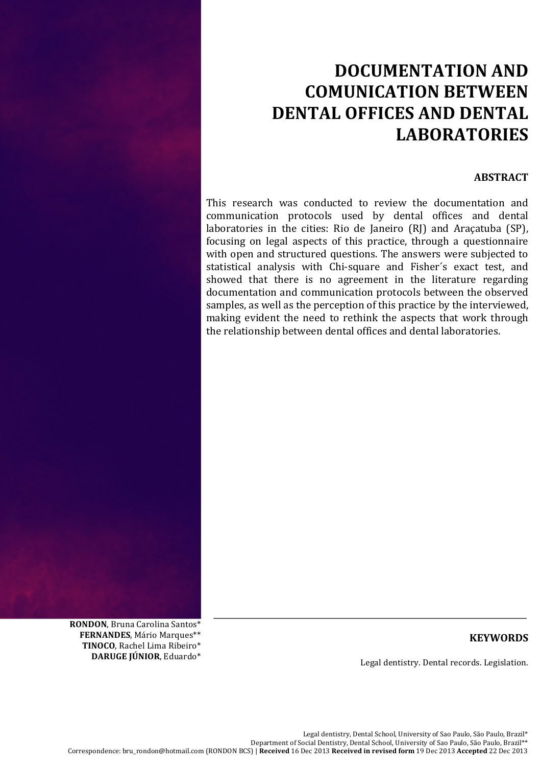# DOCUMENTATION AND COMUNICATION BETWEEN DENTAL OFFICES AND DENTAL LABORATORIES

## ABSTRACT

This research was conducted to review the documentation and communication protocols used by dental offices and dental laboratories in the cities: Rio de Janeiro (RJ) and Araçatuba (SP), focusing on legal aspects of this practice, through a questionnaire with open and structured questions. The answers were subjected to statistical analysis with Chi-square and Fisher´s exact test, and showed that there is no agreement in the literature regarding documentation and communication protocols between the observed samples, as well as the perception of this practice by the interviewed, making evident the need to rethink the aspects that work through the relationship between dental offices and dental laboratories.

**RONDON**, Bruna Carolina Santos*
**FERNANDES**, Mário Marques**
**TINOCO**, Rachel Lima Ribeiro*
**DARUGE JÚNIOR**, Eduardo*

## KEYWORDS

Legal dentistry. Dental records. Legislation.

Legal dentistry, Dental School, University of Sao Paulo, São Paulo, Brazil*
Department of Social Dentistry, Dental School, University of Sao Paulo, São Paulo, Brazil**
Correspondence: bru_rondon@hotmail.com (RONDON BCS) | **Received** 16 Dec 2013 **Received in revised form** 19 Dec 2013 **Accepted** 22 Dec 2013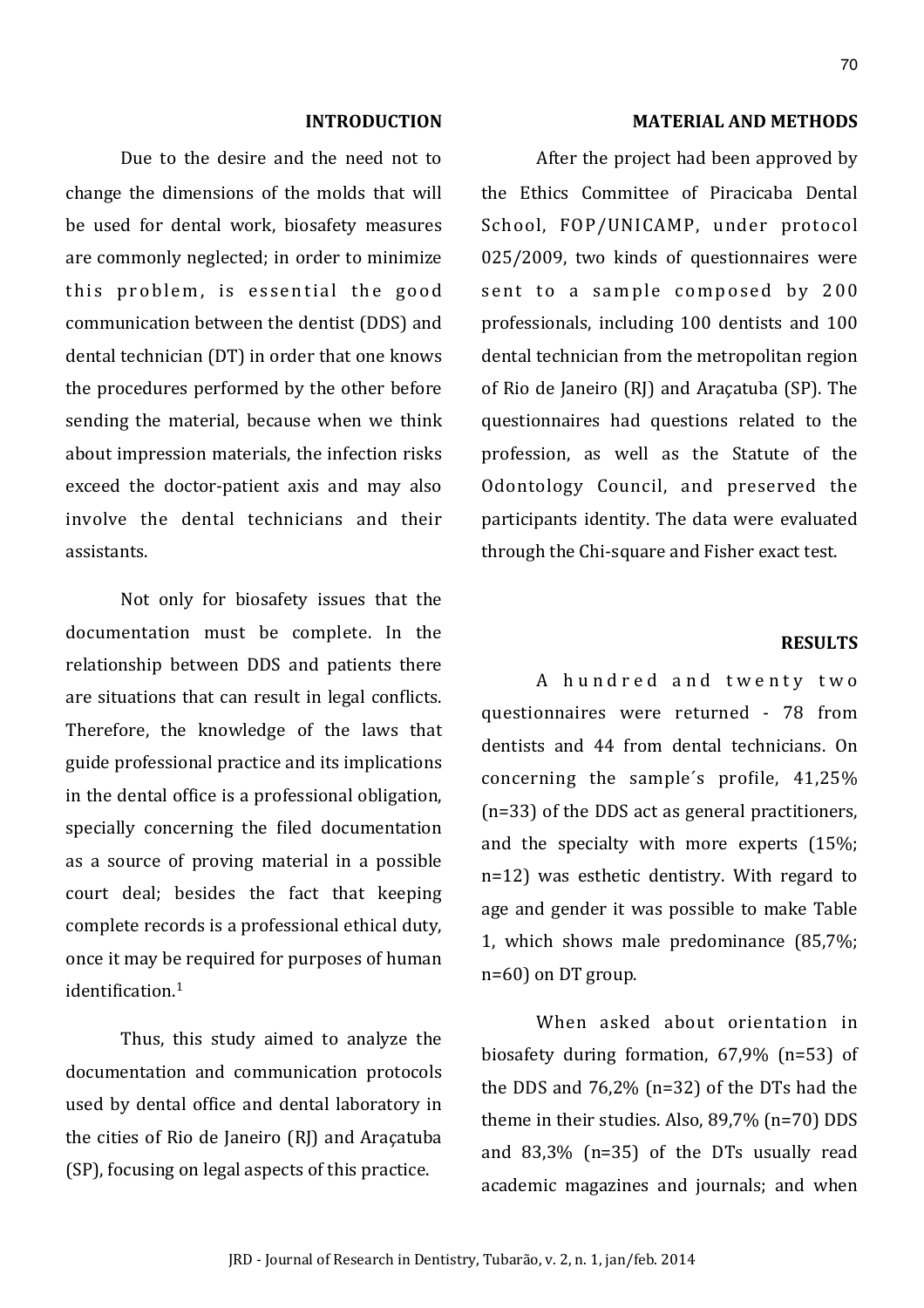## INTRODUCTION

Due to the desire and the need not to change the dimensions of the molds that will be used for dental work, biosafety measures are commonly neglected; in order to minimize this problem, is essential the good communication between the dentist (DDS) and dental technician (DT) in order that one knows the procedures performed by the other before sending the material, because when we think about impression materials, the infection risks exceed the doctor-patient axis and may also involve the dental technicians and their assistants.

Not only for biosafety issues that the documentation must be complete. In the relationship between DDS and patients there are situations that can result in legal conflicts. Therefore, the knowledge of the laws that guide professional practice and its implications in the dental office is a professional obligation, specially concerning the filed documentation as a source of proving material in a possible court deal; besides the fact that keeping complete records is a professional ethical duty, once it may be required for purposes of human identification.[1]

Thus, this study aimed to analyze the documentation and communication protocols used by dental office and dental laboratory in the cities of Rio de Janeiro (RJ) and Araçatuba (SP), focusing on legal aspects of this practice.

## MATERIAL AND METHODS

After the project had been approved by the Ethics Committee of Piracicaba Dental School, FOP/UNICAMP, under protocol 025/2009, two kinds of questionnaires were sent to a sample composed by 200 professionals, including 100 dentists and 100 dental technician from the metropolitan region of Rio de Janeiro (RJ) and Araçatuba (SP). The questionnaires had questions related to the profession, as well as the Statute of the Odontology Council, and preserved the participants identity. The data were evaluated through the Chi-square and Fisher exact test.

## RESULTS

A hundred and twenty two questionnaires were returned - 78 from dentists and 44 from dental technicians. On concerning the sample´s profile, 41,25% (n=33) of the DDS act as general practitioners, and the specialty with more experts (15%; n=12) was esthetic dentistry. With regard to age and gender it was possible to make Table 1, which shows male predominance (85,7%; n=60) on DT group.

When asked about orientation in biosafety during formation, 67,9% (n=53) of the DDS and 76,2% (n=32) of the DTs had the theme in their studies. Also, 89,7% (n=70) DDS and 83,3% (n=35) of the DTs usually read academic magazines and journals; and when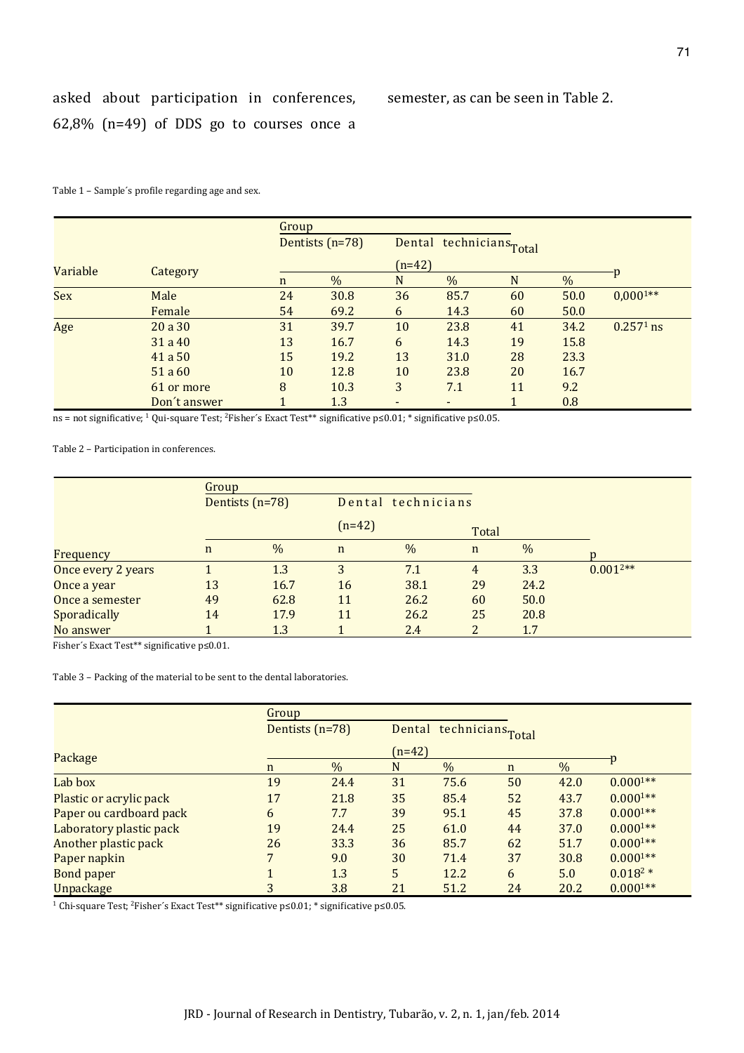asked about participation in conferences, 62,8% (n=49) of DDS go to courses once a semester, as can be seen in Table 2.

Table 1 – Sample´s profile regarding age and sex.

| Variable | Category | Group | | | | | | p |
|---|---|---|---|---|---|---|---|---|
| | | Dentists (n=78) | | Dental technicians (n=42) | | Total | | |
| | | n | % | N | % | N | % | |
| Sex | Male | 24 | 30.8 | 36 | 85.7 | 60 | 50.0 | 0,000[1]** |
| | Female | 54 | 69.2 | 6 | 14.3 | 60 | 50.0 | |
| Age | 20 a 30 | 31 | 39.7 | 10 | 23.8 | 41 | 34.2 | 0.257[1] ns |
| | 31 a 40 | 13 | 16.7 | 6 | 14.3 | 19 | 15.8 | |
| | 41 a 50 | 15 | 19.2 | 13 | 31.0 | 28 | 23.3 | |
| | 51 a 60 | 10 | 12.8 | 10 | 23.8 | 20 | 16.7 | |
| | 61 or more | 8 | 10.3 | 3 | 7.1 | 11 | 9.2 | |
| | Don´t answer | 1 | 1.3 | - | - | 1 | 0.8 | |

ns = not significative; [1] Qui-square Test; [2]Fisher´s Exact Test** significative p≤0.01; * significative p≤0.05.

Table 2 – Participation in conferences.

| Frequency | Group | | | | | | p |
|---|---|---|---|---|---|---|---|
| | Dentists (n=78) | | Dental technicians (n=42) | | Total | | |
| | n | % | n | % | n | % | |
| Once every 2 years | 1 | 1.3 | 3 | 7.1 | 4 | 3.3 | 0.001[2]** |
| Once a year | 13 | 16.7 | 16 | 38.1 | 29 | 24.2 | |
| Once a semester | 49 | 62.8 | 11 | 26.2 | 60 | 50.0 | |
| Sporadically | 14 | 17.9 | 11 | 26.2 | 25 | 20.8 | |
| No answer | 1 | 1.3 | 1 | 2.4 | 2 | 1.7 | |

Fisher´s Exact Test** significative p≤0.01.

Table 3 – Packing of the material to be sent to the dental laboratories.

| Package | Group | | | | | | p |
|---|---|---|---|---|---|---|---|
| | Dentists (n=78) | | Dental technicians (n=42) | | Total | | |
| | n | % | N | % | n | % | |
| Lab box | 19 | 24.4 | 31 | 75.6 | 50 | 42.0 | 0.000[1]** |
| Plastic or acrylic pack | 17 | 21.8 | 35 | 85.4 | 52 | 43.7 | 0.000[1]** |
| Paper ou cardboard pack | 6 | 7.7 | 39 | 95.1 | 45 | 37.8 | 0.000[1]** |
| Laboratory plastic pack | 19 | 24.4 | 25 | 61.0 | 44 | 37.0 | 0.000[1]** |
| Another plastic pack | 26 | 33.3 | 36 | 85.7 | 62 | 51.7 | 0.000[1]** |
| Paper napkin | 7 | 9.0 | 30 | 71.4 | 37 | 30.8 | 0.000[1]** |
| Bond paper | 1 | 1.3 | 5 | 12.2 | 6 | 5.0 | 0.018[2] * |
| Unpackage | 3 | 3.8 | 21 | 51.2 | 24 | 20.2 | 0.000[1]** |

[1] Chi-square Test; [2]Fisher´s Exact Test** significative p≤0.01; * significative p≤0.05.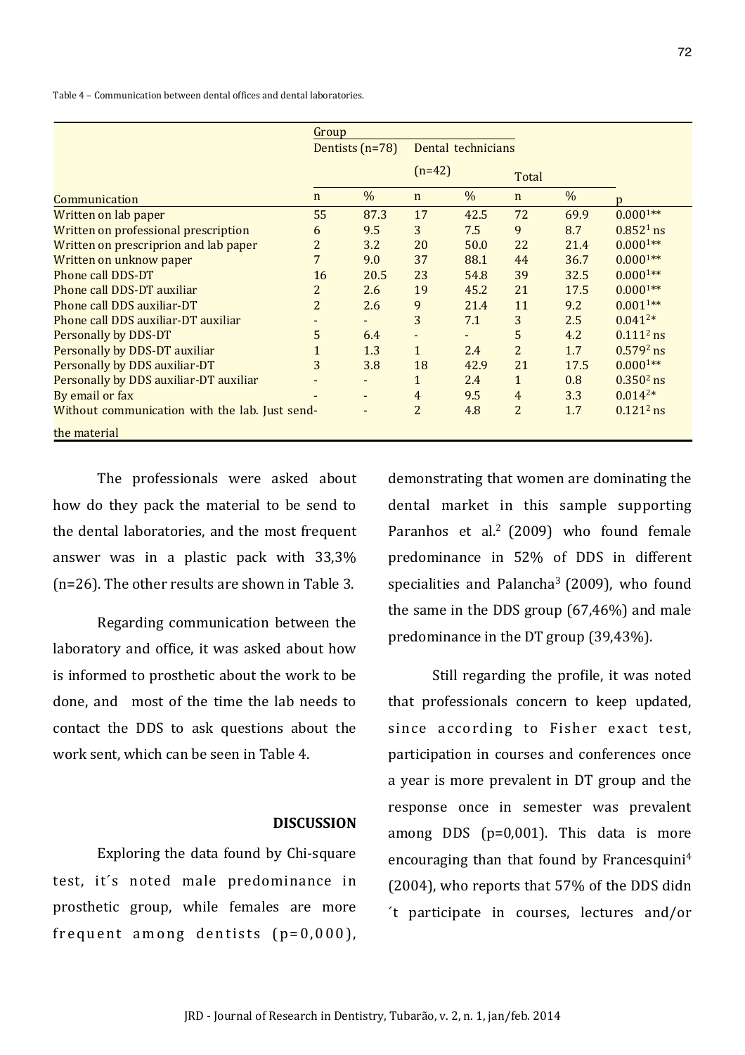Table 4 – Communication between dental offices and dental laboratories.

| Communication | Group | | | | | | |
|---|---|---|---|---|---|---|---|
| | Dentists (n=78) | | Dental technicians (n=42) | | Total | | |
| | n | % | n | % | n | % | p |
| Written on lab paper | 55 | 87.3 | 17 | 42.5 | 72 | 69.9 | 0.000[1]** |
| Written on professional prescription | 6 | 9.5 | 3 | 7.5 | 9 | 8.7 | 0.852[1] ns |
| Written on prescriprion and lab paper | 2 | 3.2 | 20 | 50.0 | 22 | 21.4 | 0.000[1]** |
| Written on unknow paper | 7 | 9.0 | 37 | 88.1 | 44 | 36.7 | 0.000[1]** |
| Phone call DDS-DT | 16 | 20.5 | 23 | 54.8 | 39 | 32.5 | 0.000[1]** |
| Phone call DDS-DT auxiliar | 2 | 2.6 | 19 | 45.2 | 21 | 17.5 | 0.000[1]** |
| Phone call DDS auxiliar-DT | 2 | 2.6 | 9 | 21.4 | 11 | 9.2 | 0.001[1]** |
| Phone call DDS auxiliar-DT auxiliar | - | - | 3 | 7.1 | 3 | 2.5 | 0.041[2]* |
| Personally by DDS-DT | 5 | 6.4 | - | - | 5 | 4.2 | 0.111[2] ns |
| Personally by DDS-DT auxiliar | 1 | 1.3 | 1 | 2.4 | 2 | 1.7 | 0.579[2] ns |
| Personally by DDS auxiliar-DT | 3 | 3.8 | 18 | 42.9 | 21 | 17.5 | 0.000[1]** |
| Personally by DDS auxiliar-DT auxiliar | - | - | 1 | 2.4 | 1 | 0.8 | 0.350[2] ns |
| By email or fax | - | - | 4 | 9.5 | 4 | 3.3 | 0.014[2]* |
| Without communication with the lab. Just send the material | - | - | 2 | 4.8 | 2 | 1.7 | 0.121[2] ns |

The professionals were asked about how do they pack the material to be send to the dental laboratories, and the most frequent answer was in a plastic pack with 33,3% (n=26). The other results are shown in Table 3.

Regarding communication between the laboratory and office, it was asked about how is informed to prosthetic about the work to be done, and most of the time the lab needs to contact the DDS to ask questions about the work sent, which can be seen in Table 4.

## DISCUSSION

Exploring the data found by Chi-square test, it´s noted male predominance in prosthetic group, while females are more frequent among dentists (p=0,000), demonstrating that women are dominating the dental market in this sample supporting Paranhos et al.[2] (2009) who found female predominance in 52% of DDS in different specialities and Palancha[3] (2009), who found the same in the DDS group (67,46%) and male predominance in the DT group (39,43%).

Still regarding the profile, it was noted that professionals concern to keep updated, since according to Fisher exact test, participation in courses and conferences once a year is more prevalent in DT group and the response once in semester was prevalent among DDS (p=0,001). This data is more encouraging than that found by Francesquini[4] (2004), who reports that 57% of the DDS didn ´t participate in courses, lectures and/or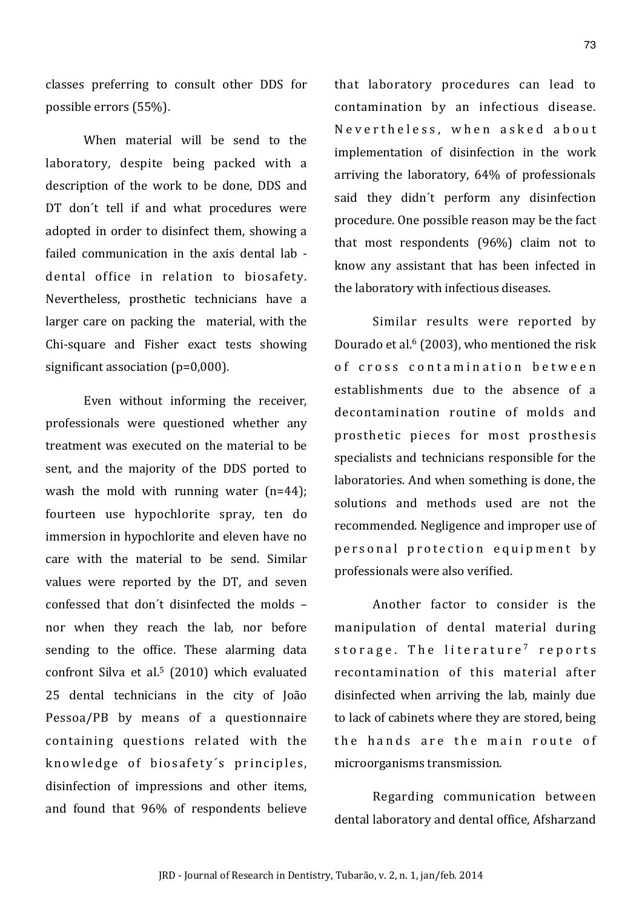classes preferring to consult other DDS for possible errors (55%).

When material will be send to the laboratory, despite being packed with a description of the work to be done, DDS and DT don´t tell if and what procedures were adopted in order to disinfect them, showing a failed communication in the axis dental lab - dental office in relation to biosafety. Nevertheless, prosthetic technicians have a larger care on packing the material, with the Chi-square and Fisher exact tests showing significant association (p=0,000).

Even without informing the receiver, professionals were questioned whether any treatment was executed on the material to be sent, and the majority of the DDS ported to wash the mold with running water (n=44); fourteen use hypochlorite spray, ten do immersion in hypochlorite and eleven have no care with the material to be send. Similar values were reported by the DT, and seven confessed that don´t disinfected the molds – nor when they reach the lab, nor before sending to the office. These alarming data confront Silva et al.[5] (2010) which evaluated 25 dental technicians in the city of João Pessoa/PB by means of a questionnaire containing questions related with the knowledge of biosafety´s principles, disinfection of impressions and other items, and found that 96% of respondents believe that laboratory procedures can lead to contamination by an infectious disease. Nevertheless, when asked about implementation of disinfection in the work arriving the laboratory, 64% of professionals said they didn´t perform any disinfection procedure. One possible reason may be the fact that most respondents (96%) claim not to know any assistant that has been infected in the laboratory with infectious diseases.

Similar results were reported by Dourado et al.[6] (2003), who mentioned the risk of cross contamination between establishments due to the absence of a decontamination routine of molds and prosthetic pieces for most prosthesis specialists and technicians responsible for the laboratories. And when something is done, the solutions and methods used are not the recommended. Negligence and improper use of personal protection equipment by professionals were also verified.

Another factor to consider is the manipulation of dental material during storage. The literature[7] reports recontamination of this material after disinfected when arriving the lab, mainly due to lack of cabinets where they are stored, being the hands are the main route of microorganisms transmission.

Regarding communication between dental laboratory and dental office, Afsharzand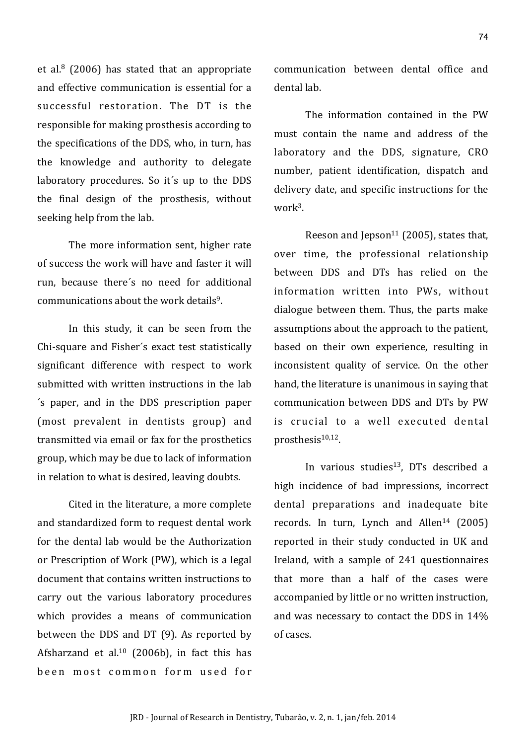et al.[8] (2006) has stated that an appropriate and effective communication is essential for a successful restoration. The DT is the responsible for making prosthesis according to the specifications of the DDS, who, in turn, has the knowledge and authority to delegate laboratory procedures. So it´s up to the DDS the final design of the prosthesis, without seeking help from the lab.

The more information sent, higher rate of success the work will have and faster it will run, because there´s no need for additional communications about the work details[9].

In this study, it can be seen from the Chi-square and Fisher´s exact test statistically significant difference with respect to work submitted with written instructions in the lab ´s paper, and in the DDS prescription paper (most prevalent in dentists group) and transmitted via email or fax for the prosthetics group, which may be due to lack of information in relation to what is desired, leaving doubts.

Cited in the literature, a more complete and standardized form to request dental work for the dental lab would be the Authorization or Prescription of Work (PW), which is a legal document that contains written instructions to carry out the various laboratory procedures which provides a means of communication between the DDS and DT (9). As reported by Afsharzand et al.[10] (2006b), in fact this has been most common form used for communication between dental office and dental lab.

The information contained in the PW must contain the name and address of the laboratory and the DDS, signature, CRO number, patient identification, dispatch and delivery date, and specific instructions for the work[3].

Reeson and Jepson[11] (2005), states that, over time, the professional relationship between DDS and DTs has relied on the information written into PWs, without dialogue between them. Thus, the parts make assumptions about the approach to the patient, based on their own experience, resulting in inconsistent quality of service. On the other hand, the literature is unanimous in saying that communication between DDS and DTs by PW is crucial to a well executed dental prosthesis[10,12].

In various studies[13], DTs described a high incidence of bad impressions, incorrect dental preparations and inadequate bite records. In turn, Lynch and Allen[14] (2005) reported in their study conducted in UK and Ireland, with a sample of 241 questionnaires that more than a half of the cases were accompanied by little or no written instruction, and was necessary to contact the DDS in 14% of cases.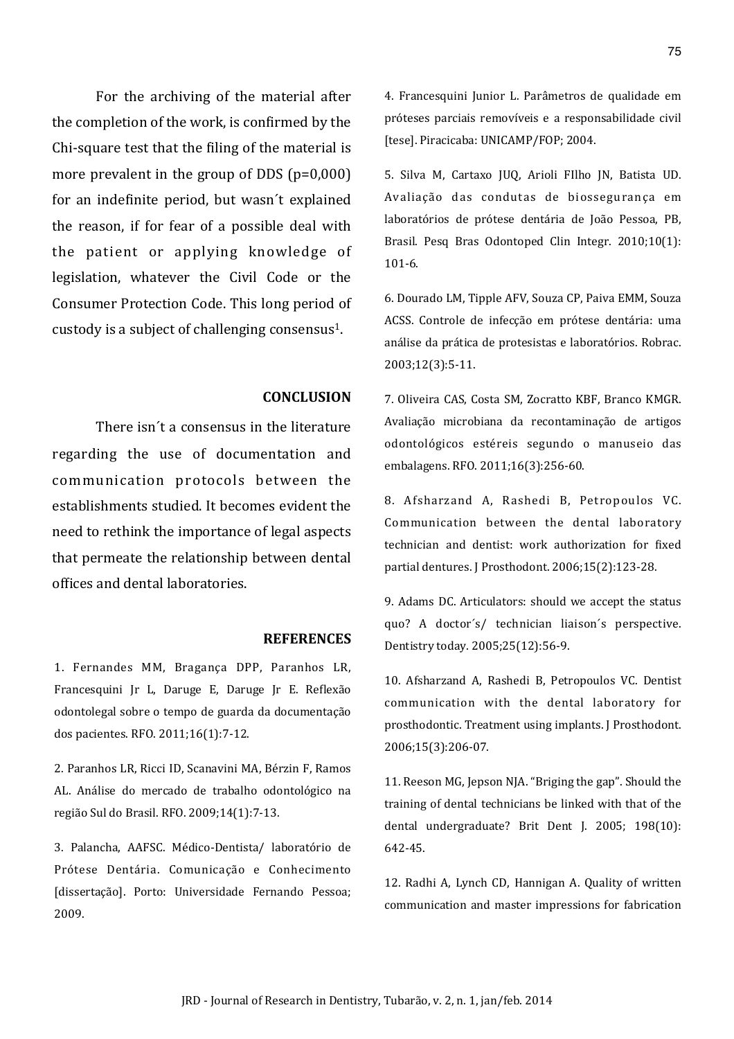For the archiving of the material after the completion of the work, is confirmed by the Chi-square test that the filing of the material is more prevalent in the group of DDS (p=0,000) for an indefinite period, but wasn´t explained the reason, if for fear of a possible deal with the patient or applying knowledge of legislation, whatever the Civil Code or the Consumer Protection Code. This long period of custody is a subject of challenging consensus[1].

## CONCLUSION

There isn´t a consensus in the literature regarding the use of documentation and communication protocols between the establishments studied. It becomes evident the need to rethink the importance of legal aspects that permeate the relationship between dental offices and dental laboratories.

## REFERENCES

1. Fernandes MM, Bragança DPP, Paranhos LR, Francesquini Jr L, Daruge E, Daruge Jr E. Reflexão odontolegal sobre o tempo de guarda da documentação dos pacientes. RFO. 2011;16(1):7-12.

2. Paranhos LR, Ricci ID, Scanavini MA, Bérzin F, Ramos AL. Análise do mercado de trabalho odontológico na região Sul do Brasil. RFO. 2009;14(1):7-13.

3. Palancha, AAFSC. Médico-Dentista/ laboratório de Prótese Dentária. Comunicação e Conhecimento [dissertação]. Porto: Universidade Fernando Pessoa; 2009.

4. Francesquini Junior L. Parâmetros de qualidade em próteses parciais removíveis e a responsabilidade civil [tese]. Piracicaba: UNICAMP/FOP; 2004.

5. Silva M, Cartaxo JUQ, Arioli FIlho JN, Batista UD. Avaliação das condutas de biossegurança em laboratórios de prótese dentária de João Pessoa, PB, Brasil. Pesq Bras Odontoped Clin Integr. 2010;10(1): 101-6.

6. Dourado LM, Tipple AFV, Souza CP, Paiva EMM, Souza ACSS. Controle de infecção em prótese dentária: uma análise da prática de protesistas e laboratórios. Robrac. 2003;12(3):5-11.

7. Oliveira CAS, Costa SM, Zocratto KBF, Branco KMGR. Avaliação microbiana da recontaminação de artigos odontológicos estéreis segundo o manuseio das embalagens. RFO. 2011;16(3):256-60.

8. Afsharzand A, Rashedi B, Petropoulos VC. Communication between the dental laboratory technician and dentist: work authorization for fixed partial dentures. J Prosthodont. 2006;15(2):123-28.

9. Adams DC. Articulators: should we accept the status quo? A doctor´s/ technician liaison´s perspective. Dentistry today. 2005;25(12):56-9.

10. Afsharzand A, Rashedi B, Petropoulos VC. Dentist communication with the dental laboratory for prosthodontic. Treatment using implants. J Prosthodont. 2006;15(3):206-07.

11. Reeson MG, Jepson NJA. "Briging the gap". Should the training of dental technicians be linked with that of the dental undergraduate? Brit Dent J. 2005; 198(10): 642-45.

12. Radhi A, Lynch CD, Hannigan A. Quality of written communication and master impressions for fabrication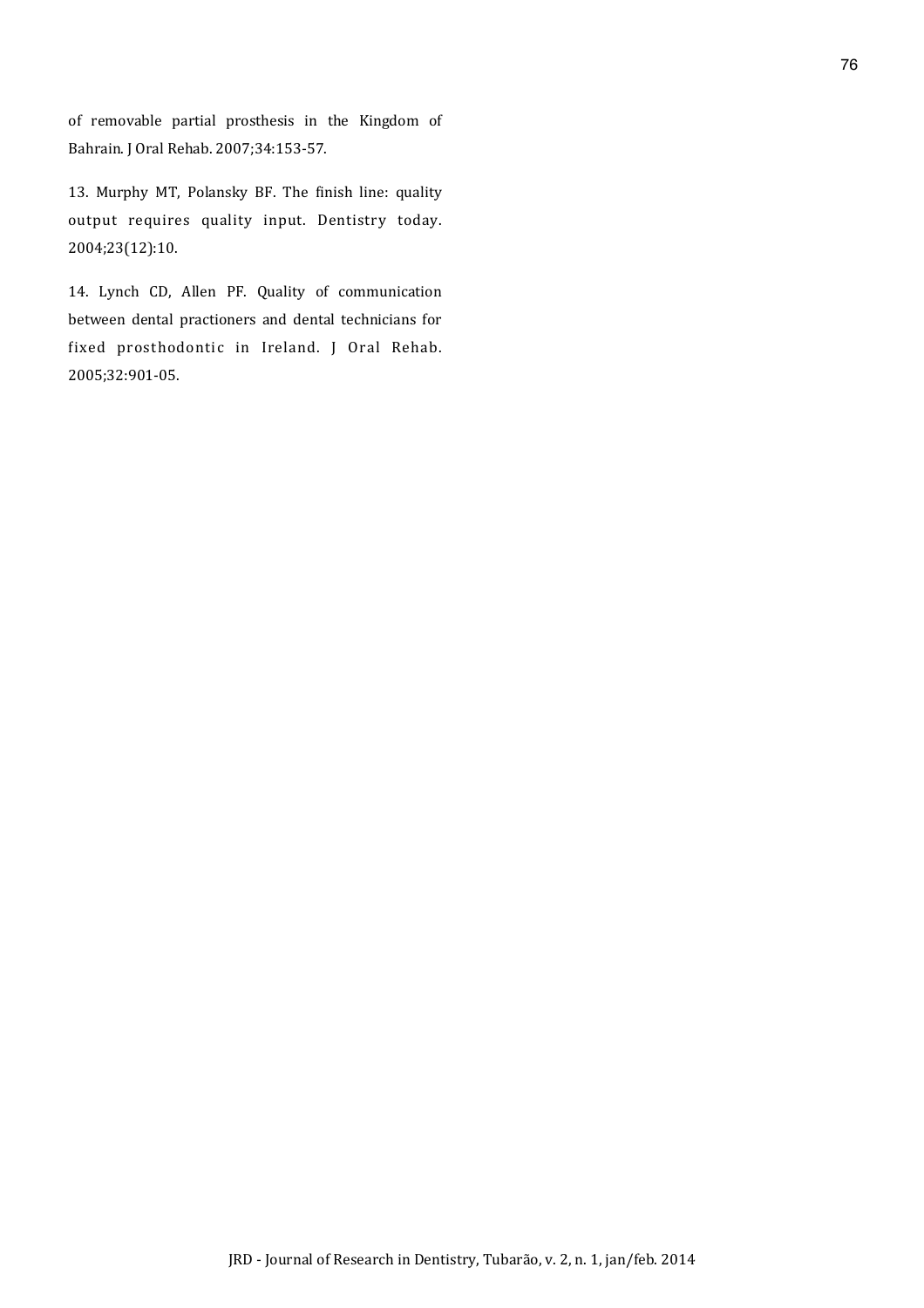of removable partial prosthesis in the Kingdom of Bahrain. J Oral Rehab. 2007;34:153-57.

13. Murphy MT, Polansky BF. The finish line: quality output requires quality input. Dentistry today. 2004;23(12):10.

14. Lynch CD, Allen PF. Quality of communication between dental practioners and dental technicians for fixed prosthodontic in Ireland. J Oral Rehab. 2005;32:901-05.